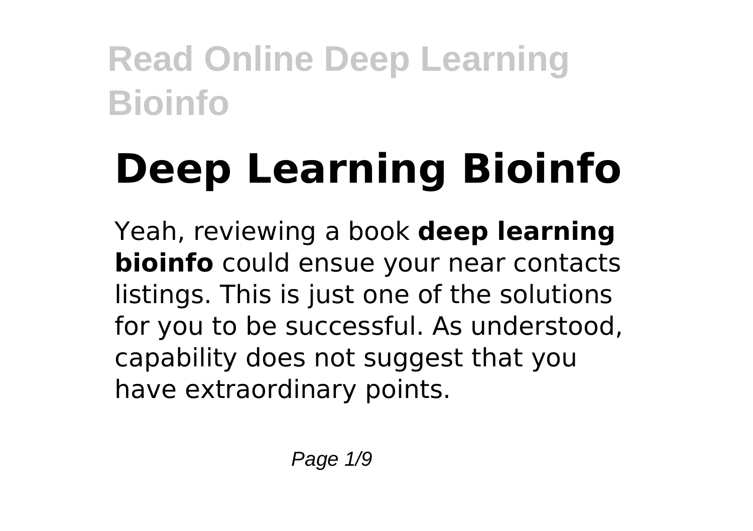# Deep Learning Bioinfo

Yeah, reviewing a book **deep learning bioinfo** could ensue your near contacts listings. This is just one of the solutions for you to be successful. As understood, capability does not suggest that you have extraordinary points.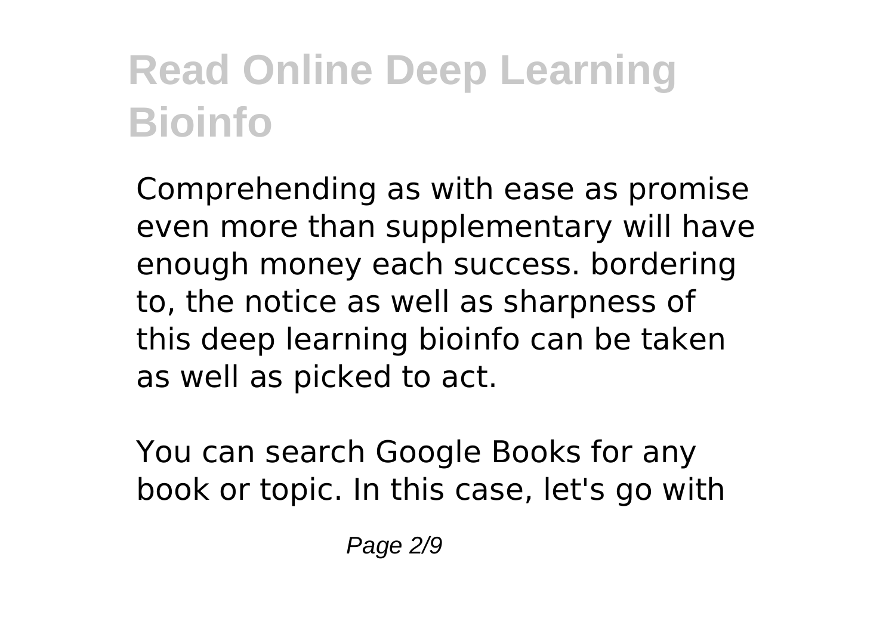Comprehending as with ease as promise even more than supplementary will have enough money each success. bordering to, the notice as well as sharpness of this deep learning bioinfo can be taken as well as picked to act.

You can search Google Books for any book or topic. In this case, let's go with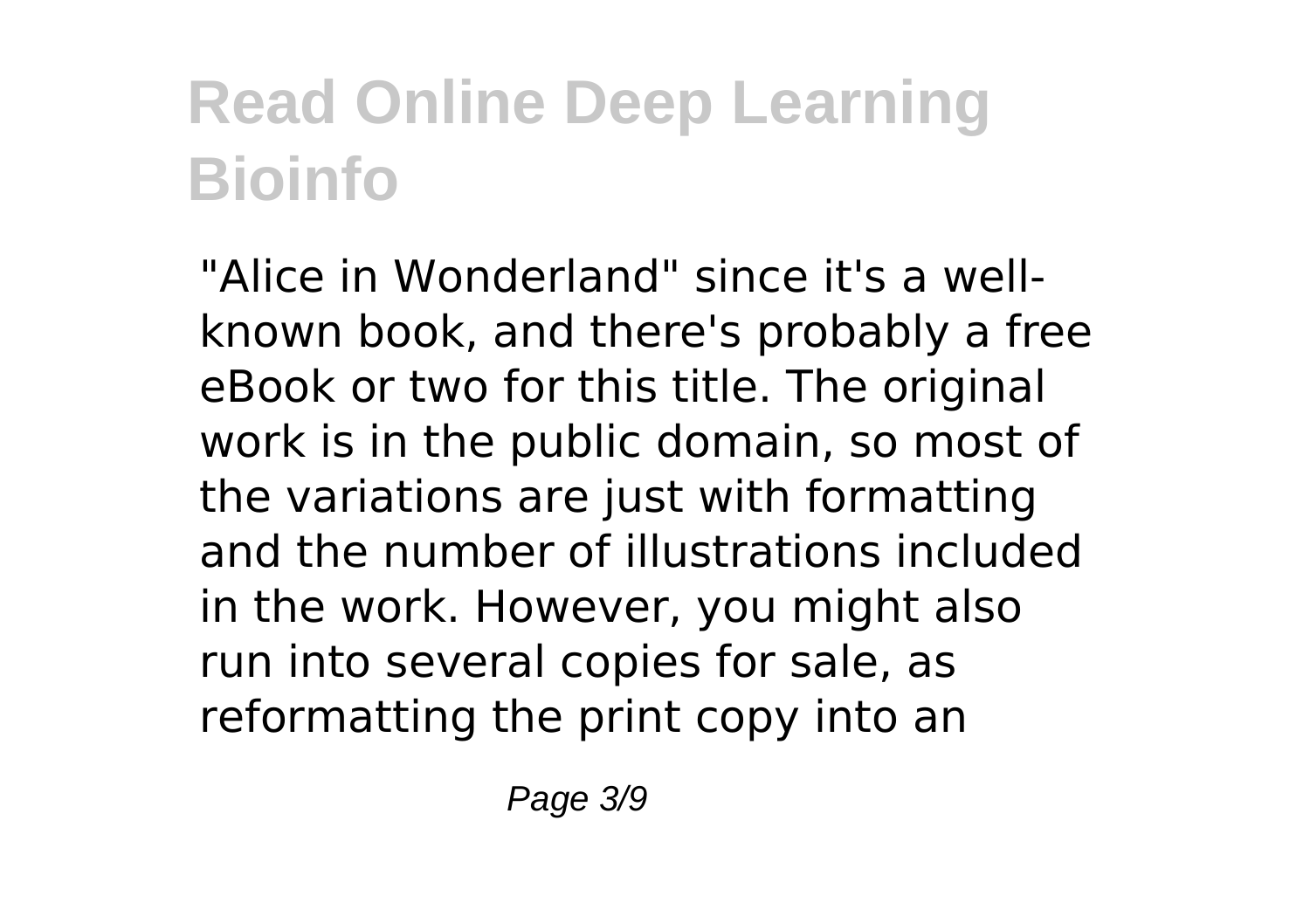# Read Online Deep Learning Bioinfo

"Alice in Wonderland" since it's a well-known book, and there's probably a free eBook or two for this title. The original work is in the public domain, so most of the variations are just with formatting and the number of illustrations included in the work. However, you might also run into several copies for sale, as reformatting the print copy into an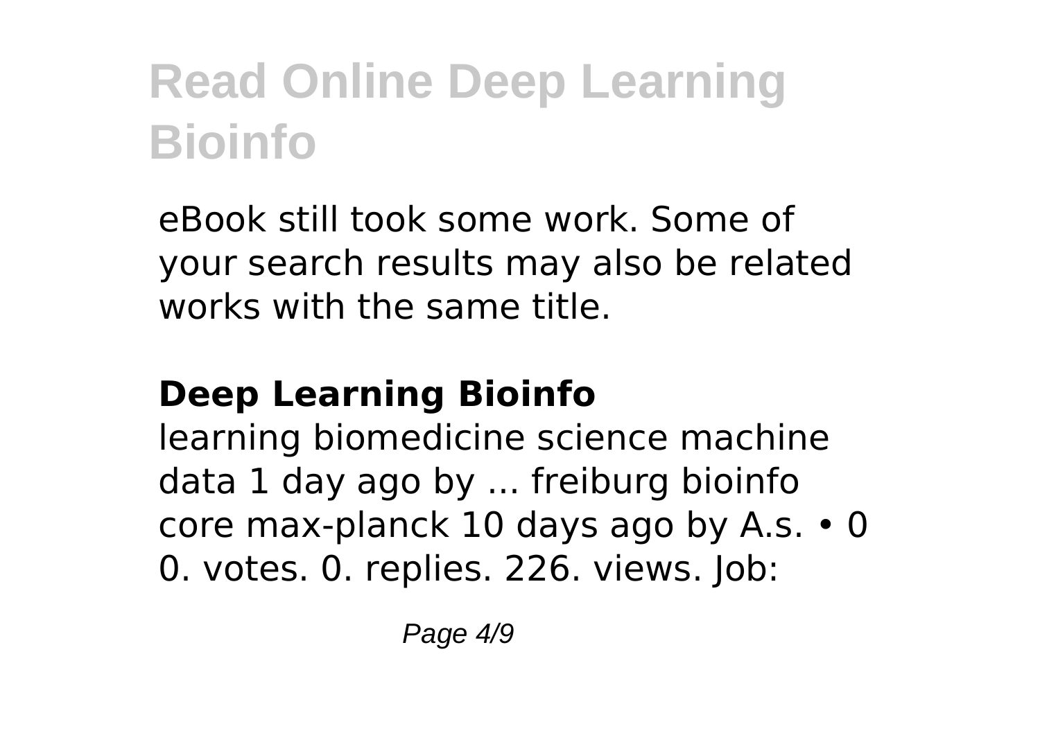eBook still took some work. Some of your search results may also be related works with the same title.

## Deep Learning Bioinfo

learning biomedicine science machine data 1 day ago by ... freiburg bioinfo core max-planck 10 days ago by A.s. • 0 0. votes. 0. replies. 226. views. Job: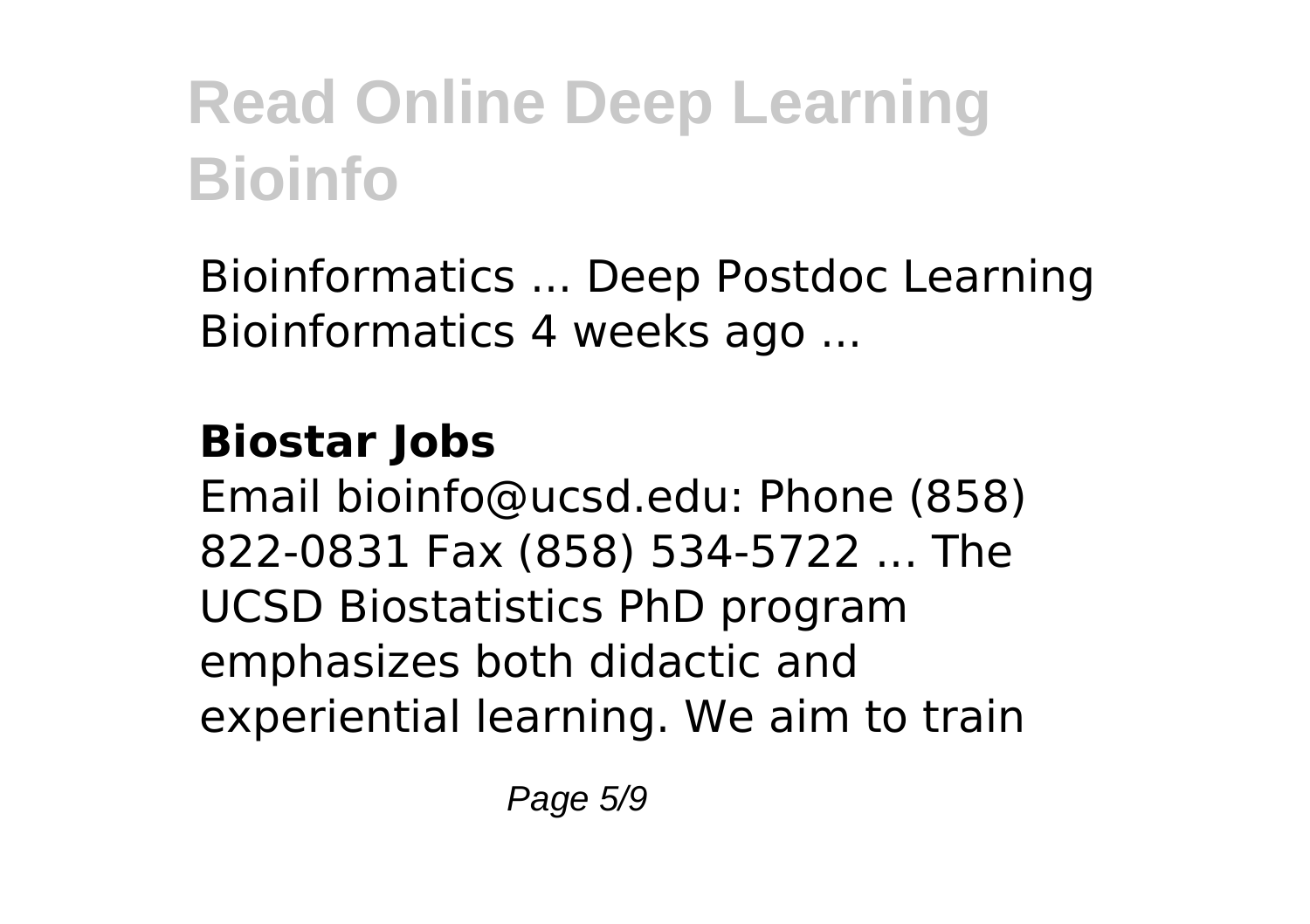Bioinformatics ... Deep Postdoc Learning Bioinformatics 4 weeks ago ...

## Biostar Jobs

Email bioinfo@ucsd.edu: Phone (858) 822-0831 Fax (858) 534-5722 ... The UCSD Biostatistics PhD program emphasizes both didactic and experiential learning. We aim to train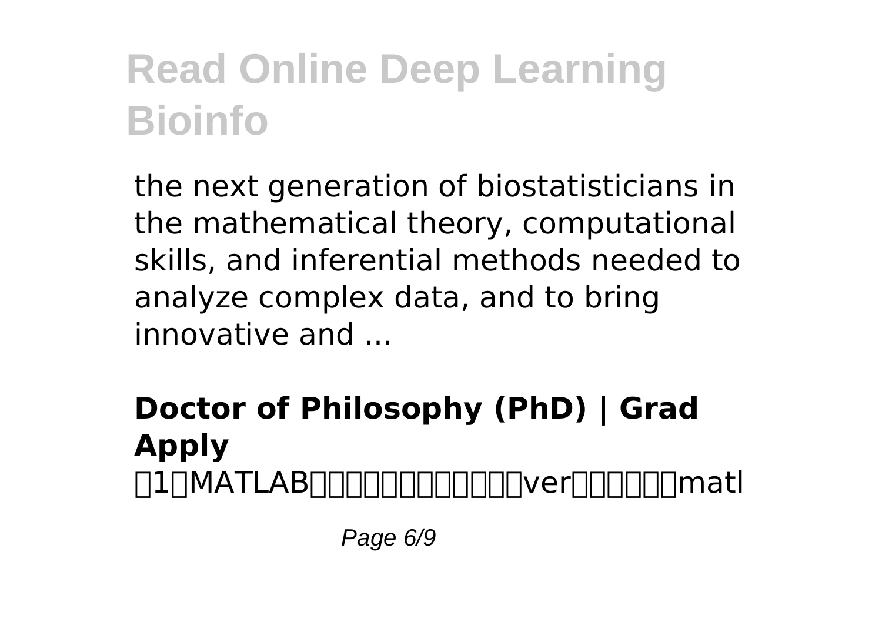the next generation of biostatisticians in the mathematical theory, computational skills, and inferential methods needed to analyze complex data, and to bring innovative and ...

**Doctor of Philosophy (PhD) | Grad Apply**

□1□MATLAB□□□□□□□□□□□□ver□□□□□□matl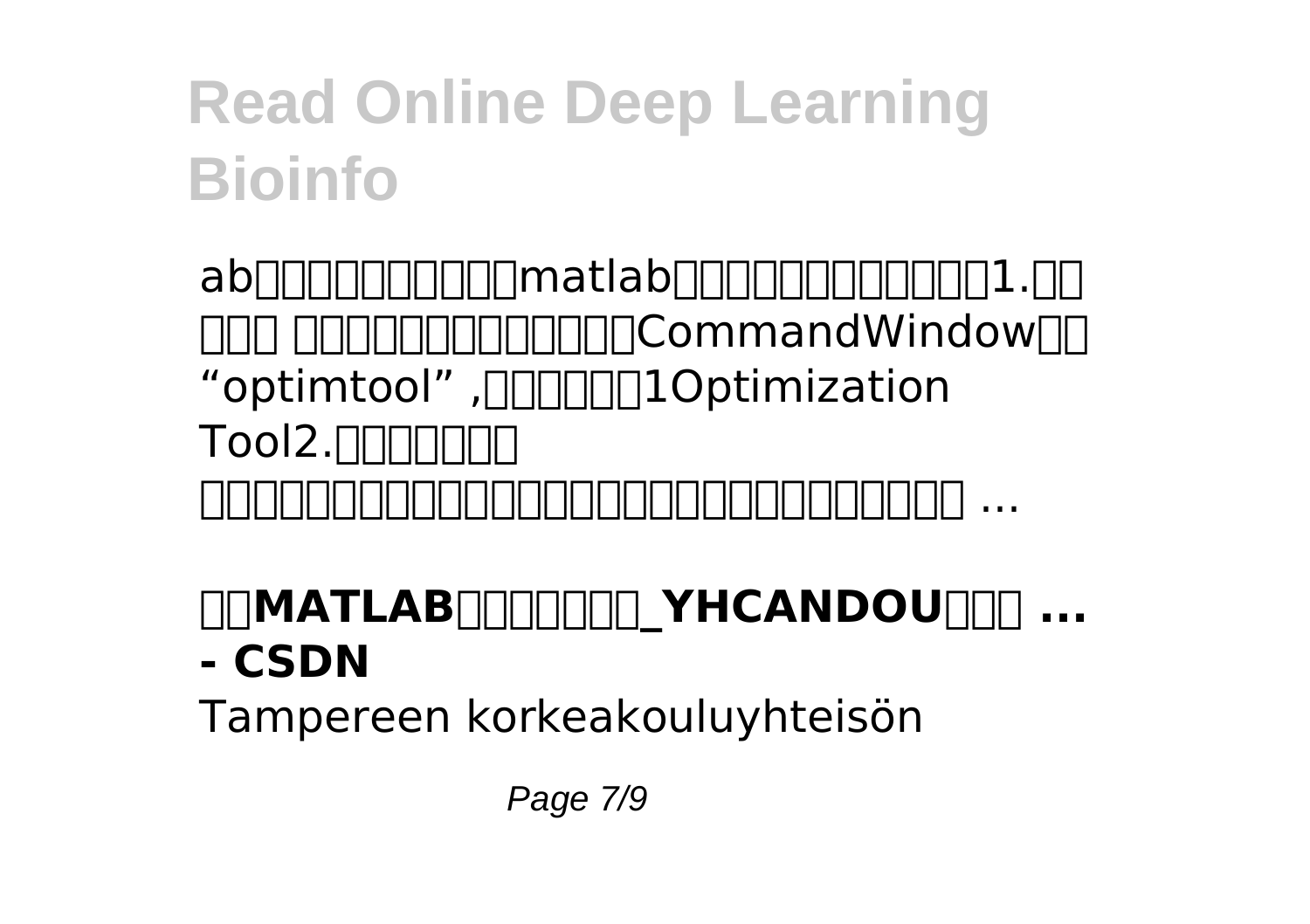ab□□□□□□□□□□matlab□□□□□□□□□□□□1.□□□□□ □□□□□□□□□□□□□□CommandWindow□□“optimtool” ,□□□□□□1Optimization Tool2.□□□□□□□ □□□□□□□□□□□□□□□□□□□□□□□□□□□□□□□□□□□□□□ ...

**□□MATLAB□□□□□□□_YHCANDOU□□□ ... - CSDN**

Tampereen korkeakouluyhteisön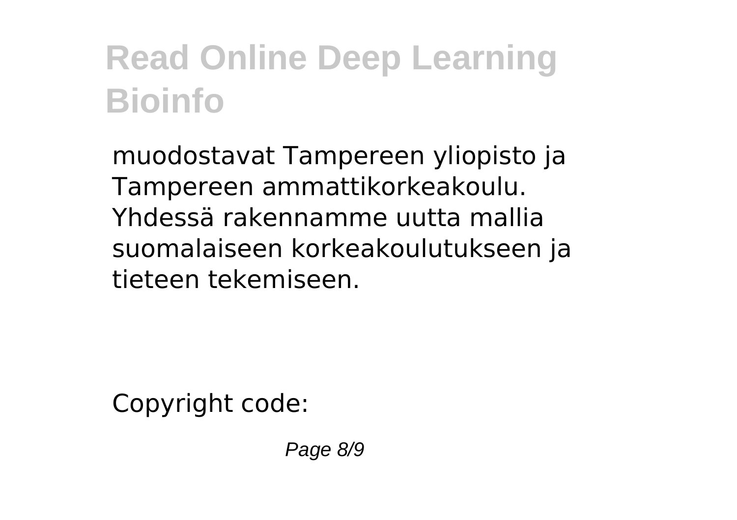muodostavat Tampereen yliopisto ja Tampereen ammattikorkeakoulu. Yhdessä rakennamme uutta mallia suomalaiseen korkeakoulutukseen ja tieteen tekemiseen.

Copyright code: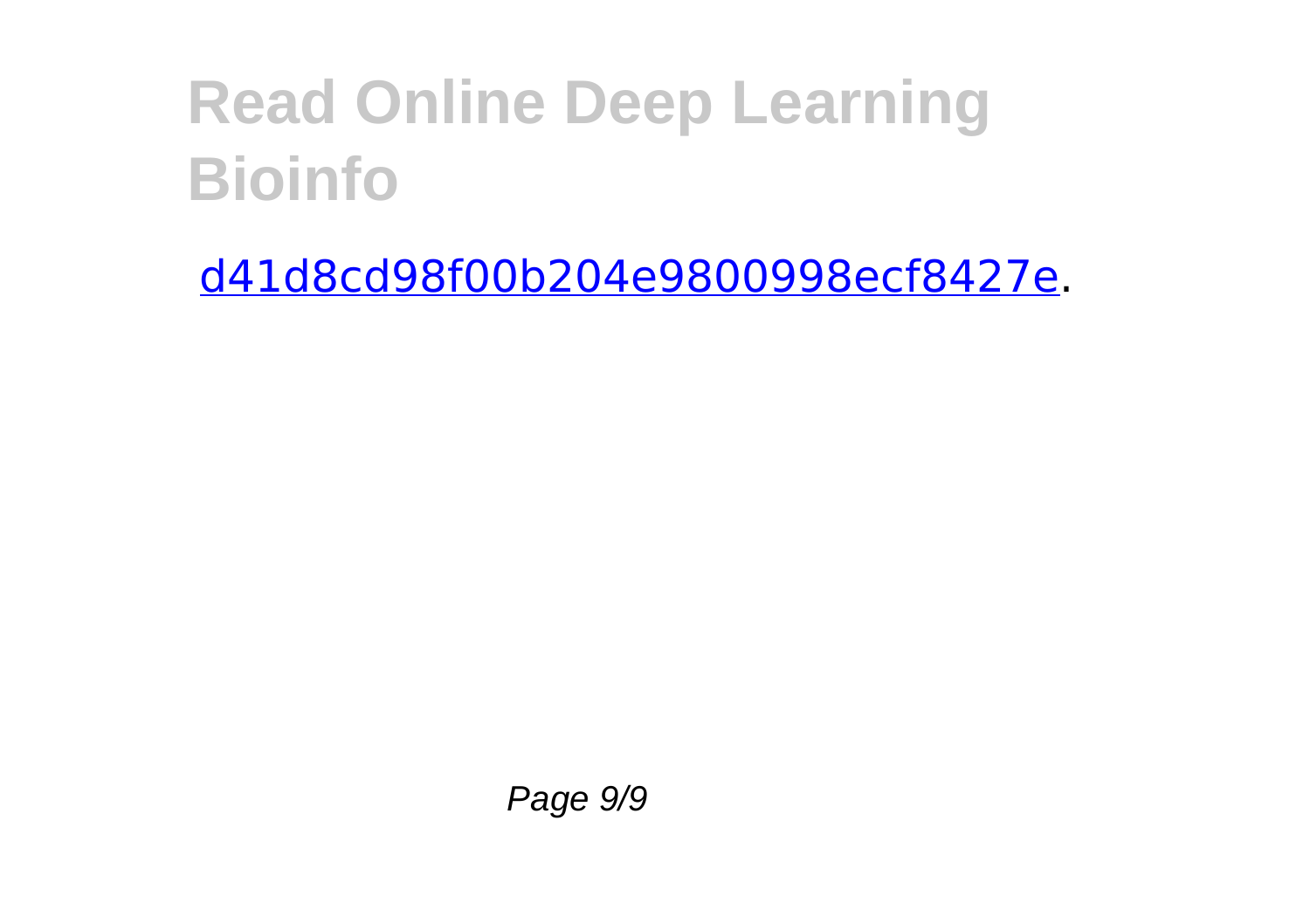[d41d8cd98f00b204e9800998ecf8427e](d41d8cd98f00b204e9800998ecf8427e).